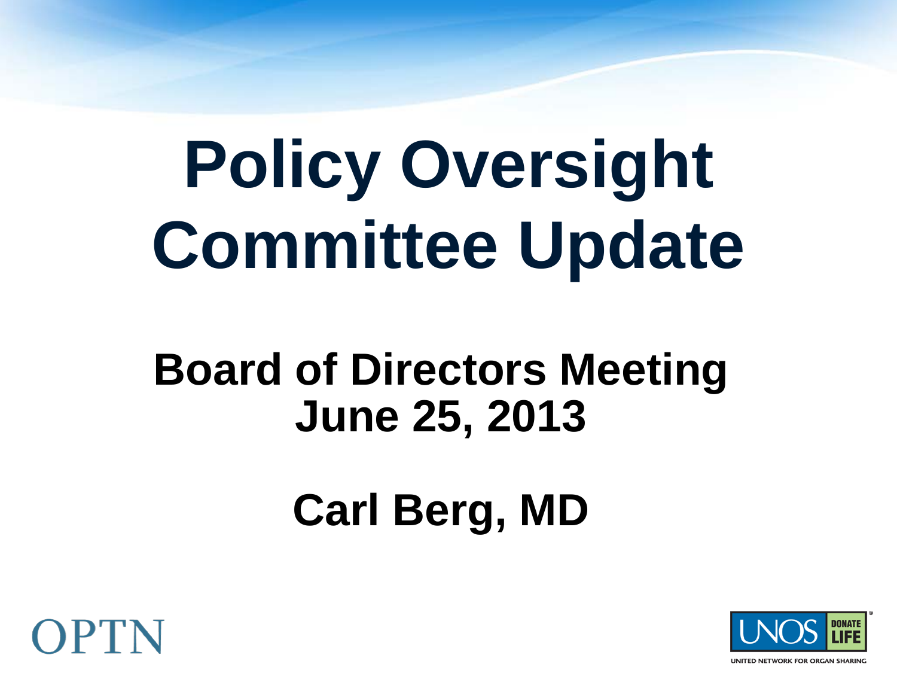# Policy Oversight Committee Update

## Board of Directors Meeting
## June 25, 2013

## Carl Berg, MD

OPTN

UNOS DONATE LIFE

UNITED NETWORK FOR ORGAN SHARING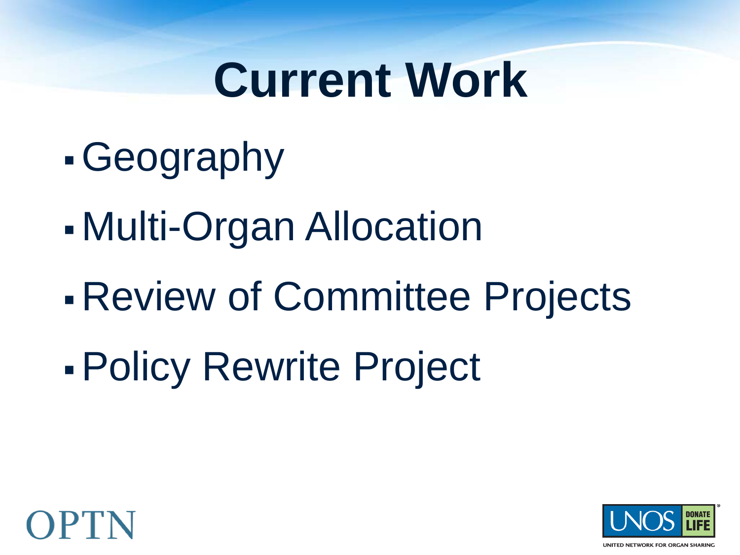# Current Work

- Geography
- Multi-Organ Allocation
- Review of Committee Projects
- Policy Rewrite Project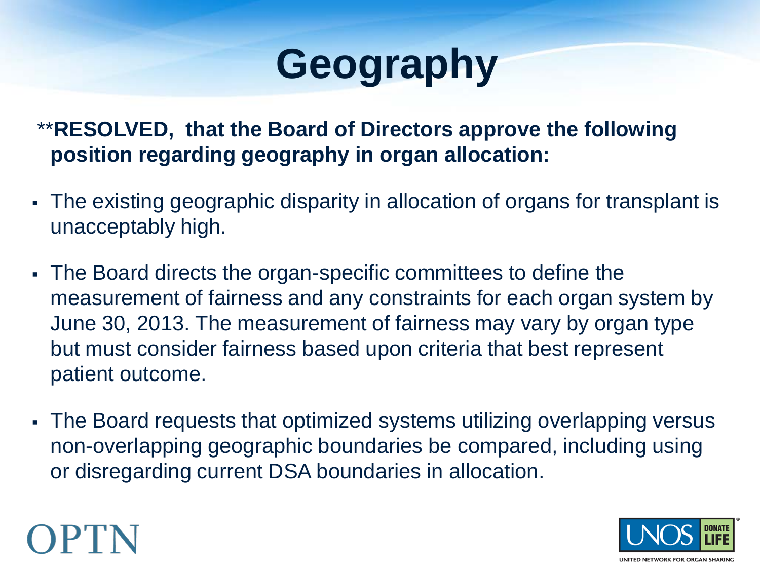# Geography

**RESOLVED, that the Board of Directors approve the following position regarding geography in organ allocation:

- The existing geographic disparity in allocation of organs for transplant is unacceptably high.
- The Board directs the organ-specific committees to define the measurement of fairness and any constraints for each organ system by June 30, 2013. The measurement of fairness may vary by organ type but must consider fairness based upon criteria that best represent patient outcome.
- The Board requests that optimized systems utilizing overlapping versus non-overlapping geographic boundaries be compared, including using or disregarding current DSA boundaries in allocation.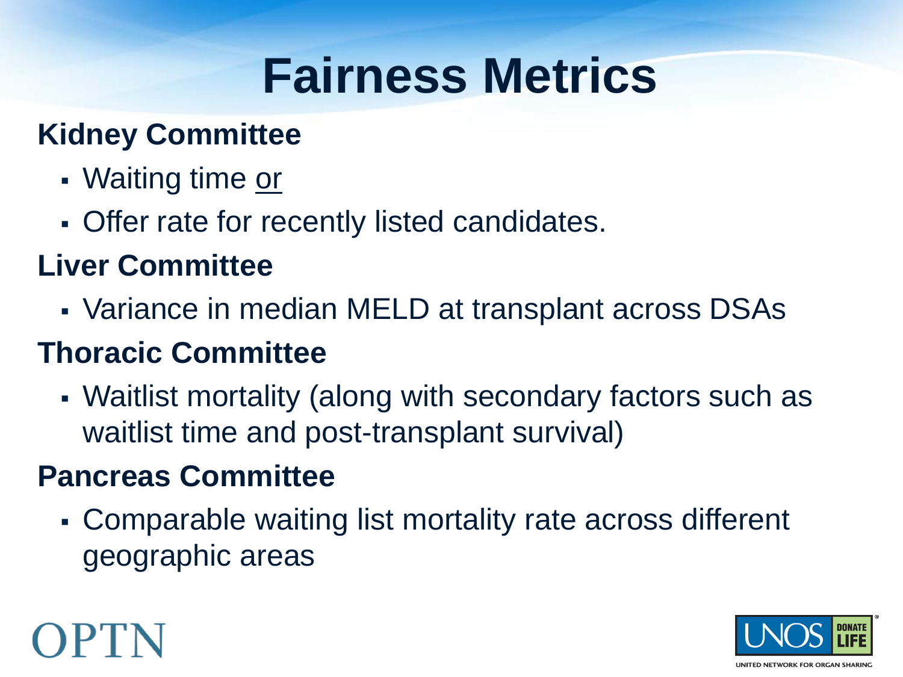# Fairness Metrics

**Kidney Committee**

- Waiting time <u>or</u>
- Offer rate for recently listed candidates.

**Liver Committee**

- Variance in median MELD at transplant across DSAs

**Thoracic Committee**

- Waitlist mortality (along with secondary factors such as waitlist time and post-transplant survival)

**Pancreas Committee**

- Comparable waiting list mortality rate across different geographic areas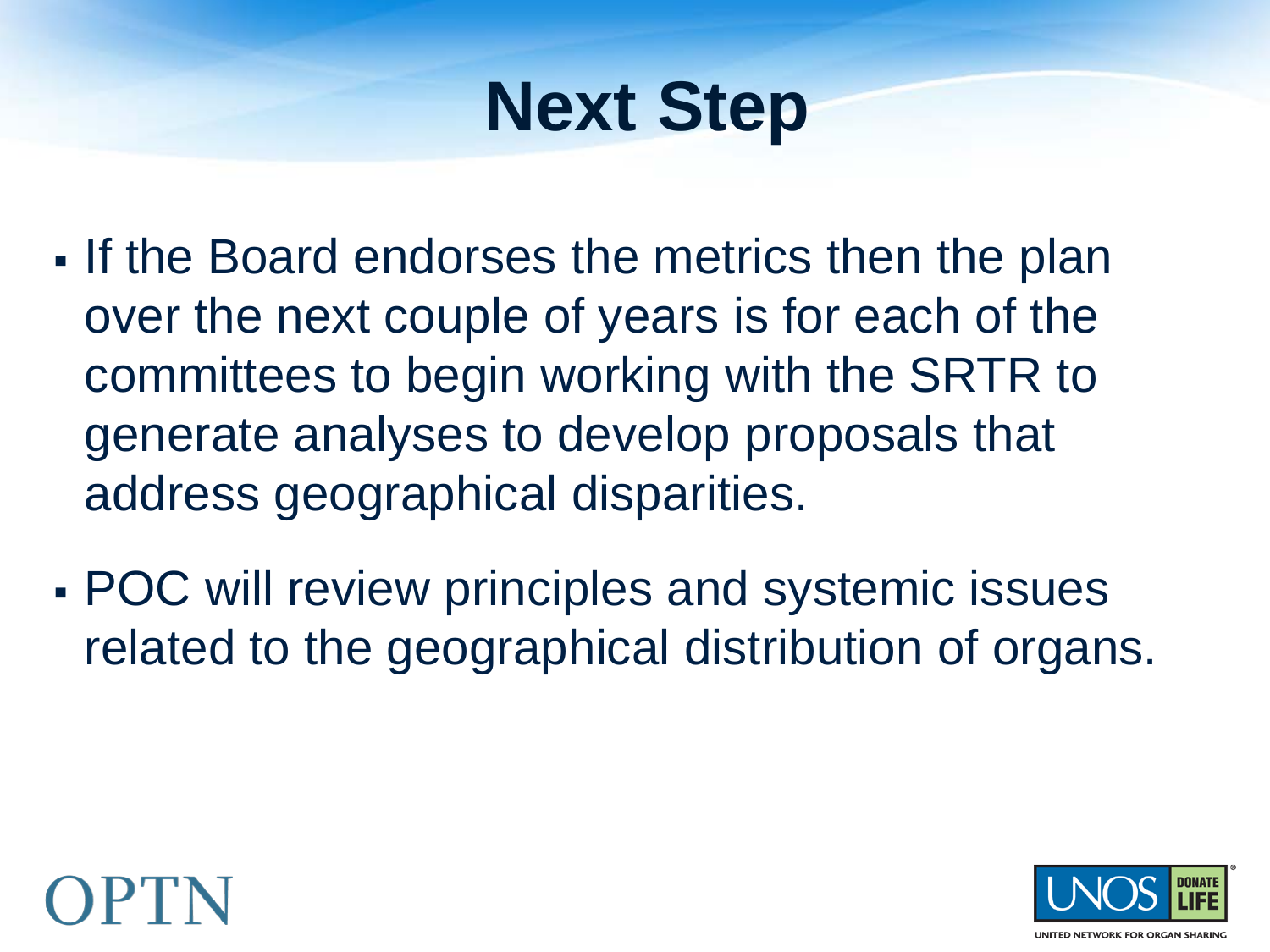# Next Step

- If the Board endorses the metrics then the plan over the next couple of years is for each of the committees to begin working with the SRTR to generate analyses to develop proposals that address geographical disparities.
- POC will review principles and systemic issues related to the geographical distribution of organs.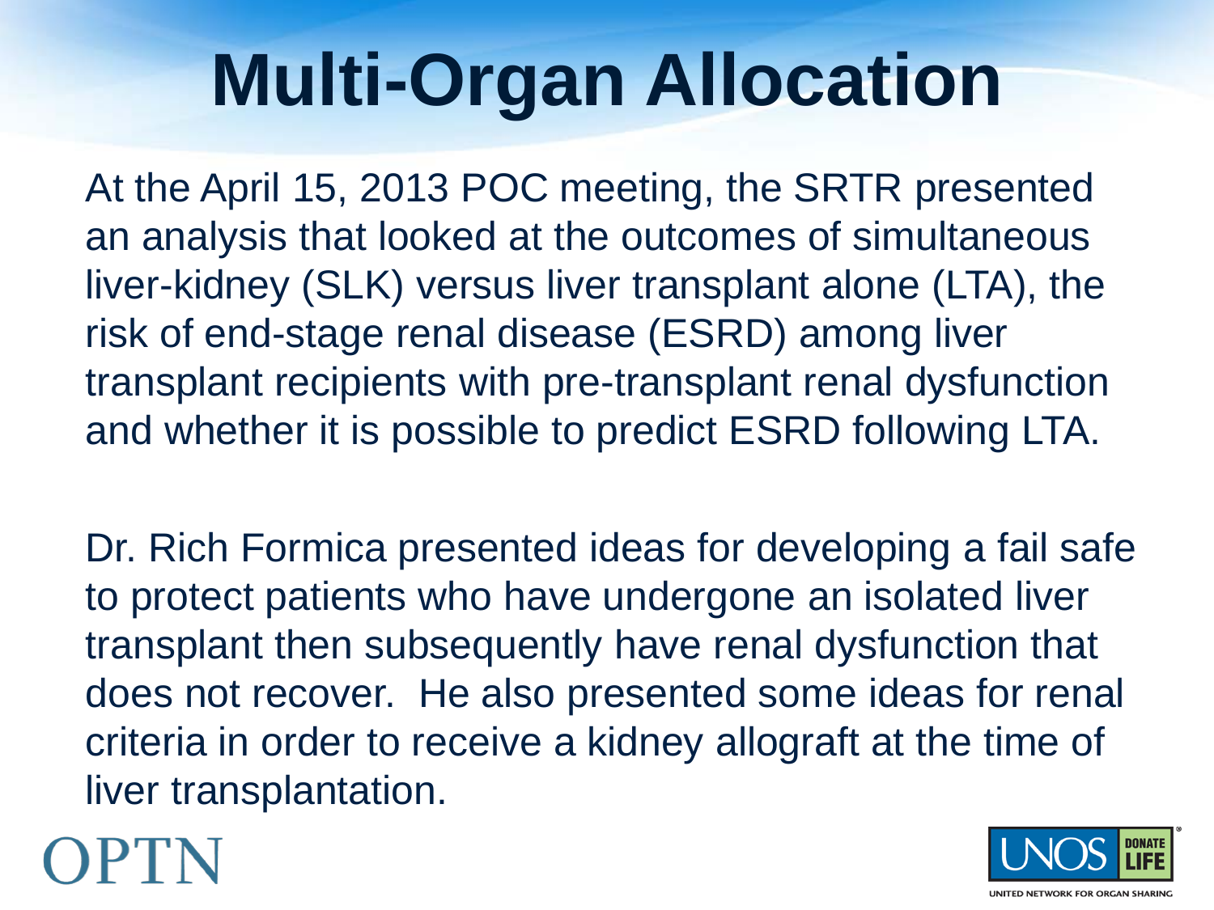# Multi-Organ Allocation

At the April 15, 2013 POC meeting, the SRTR presented an analysis that looked at the outcomes of simultaneous liver-kidney (SLK) versus liver transplant alone (LTA), the risk of end-stage renal disease (ESRD) among liver transplant recipients with pre-transplant renal dysfunction and whether it is possible to predict ESRD following LTA.

Dr. Rich Formica presented ideas for developing a fail safe to protect patients who have undergone an isolated liver transplant then subsequently have renal dysfunction that does not recover. He also presented some ideas for renal criteria in order to receive a kidney allograft at the time of liver transplantation.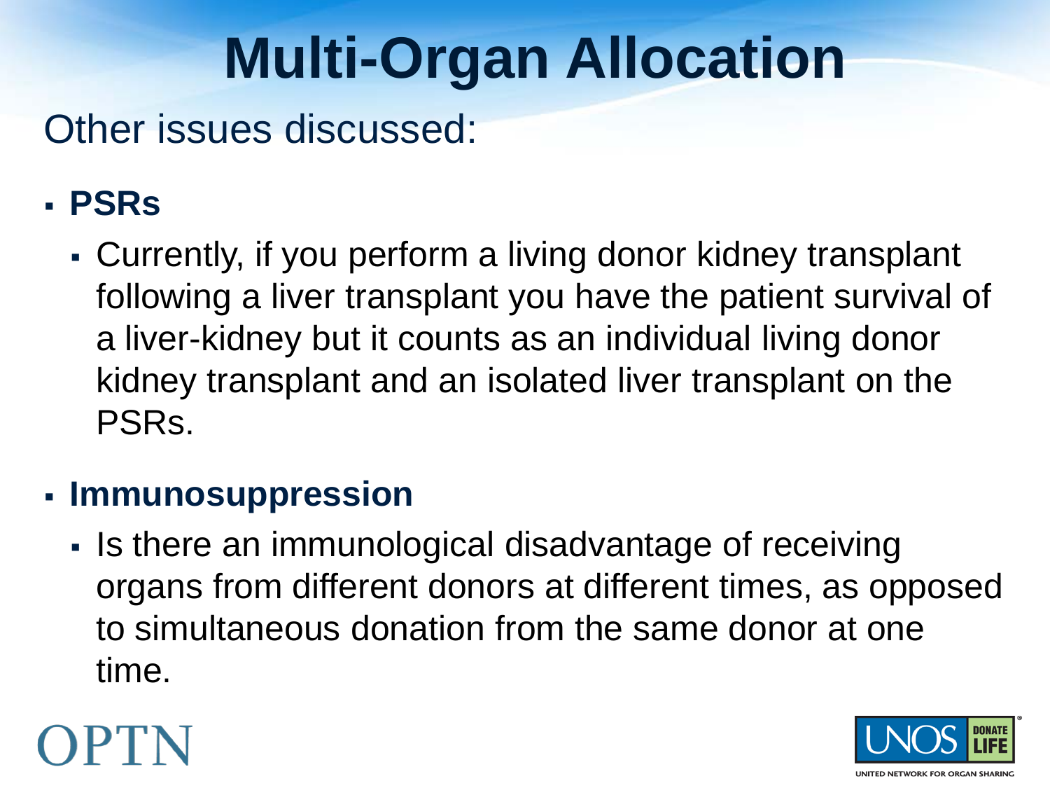# Multi-Organ Allocation

Other issues discussed:

- **PSRs**
  - Currently, if you perform a living donor kidney transplant following a liver transplant you have the patient survival of a liver-kidney but it counts as an individual living donor kidney transplant and an isolated liver transplant on the PSRs.
- **Immunosuppression**
  - Is there an immunological disadvantage of receiving organs from different donors at different times, as opposed to simultaneous donation from the same donor at one time.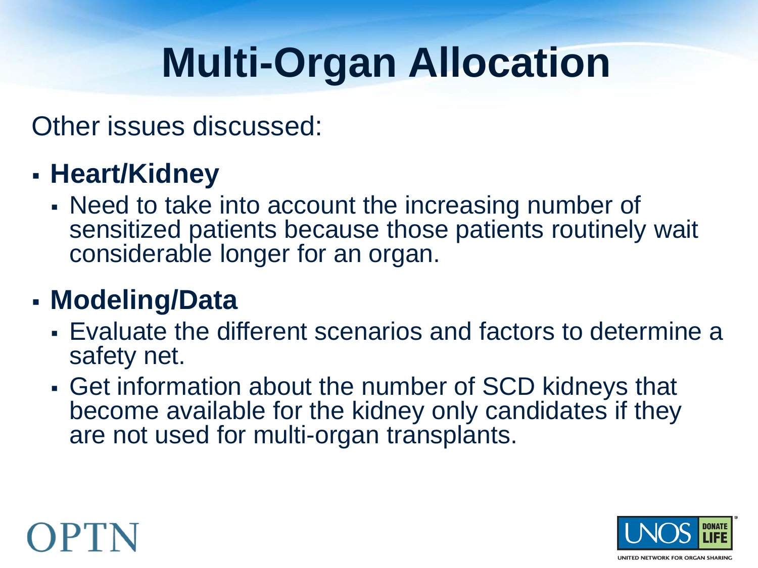# Multi-Organ Allocation

Other issues discussed:

- **Heart/Kidney**
  - Need to take into account the increasing number of sensitized patients because those patients routinely wait considerable longer for an organ.
- **Modeling/Data**
  - Evaluate the different scenarios and factors to determine a safety net.
  - Get information about the number of SCD kidneys that become available for the kidney only candidates if they are not used for multi-organ transplants.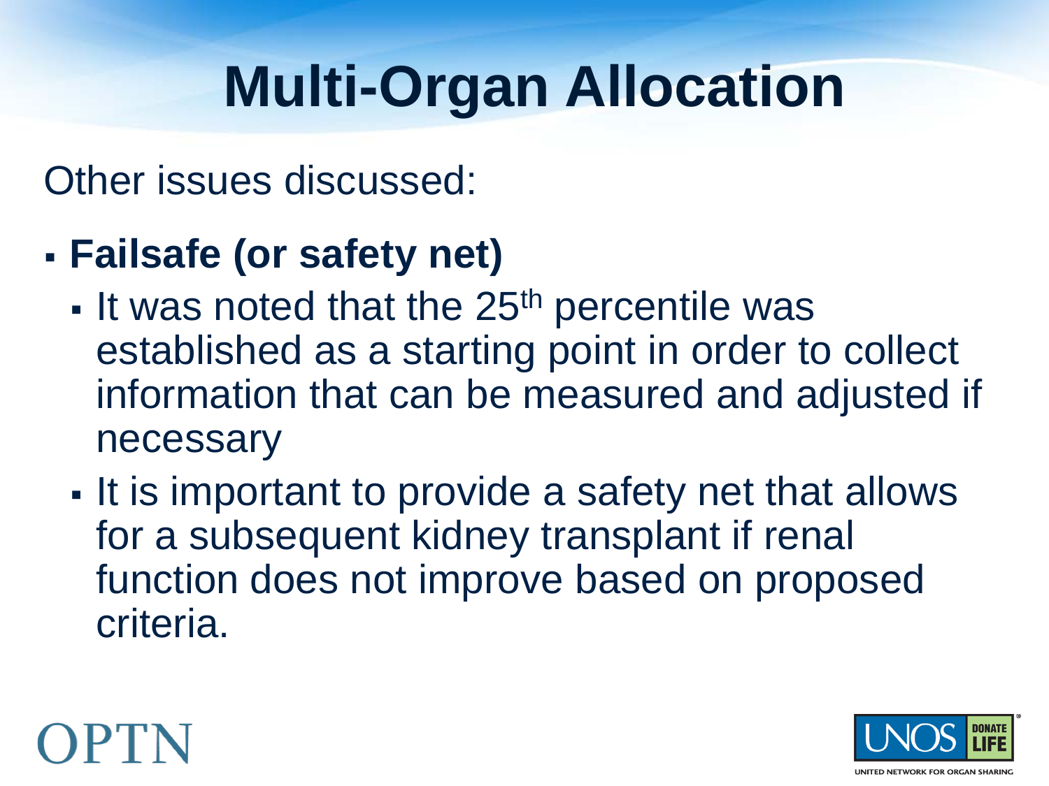# Multi-Organ Allocation

Other issues discussed:

- **Failsafe (or safety net)**
  - It was noted that the 25th percentile was established as a starting point in order to collect information that can be measured and adjusted if necessary
  - It is important to provide a safety net that allows for a subsequent kidney transplant if renal function does not improve based on proposed criteria.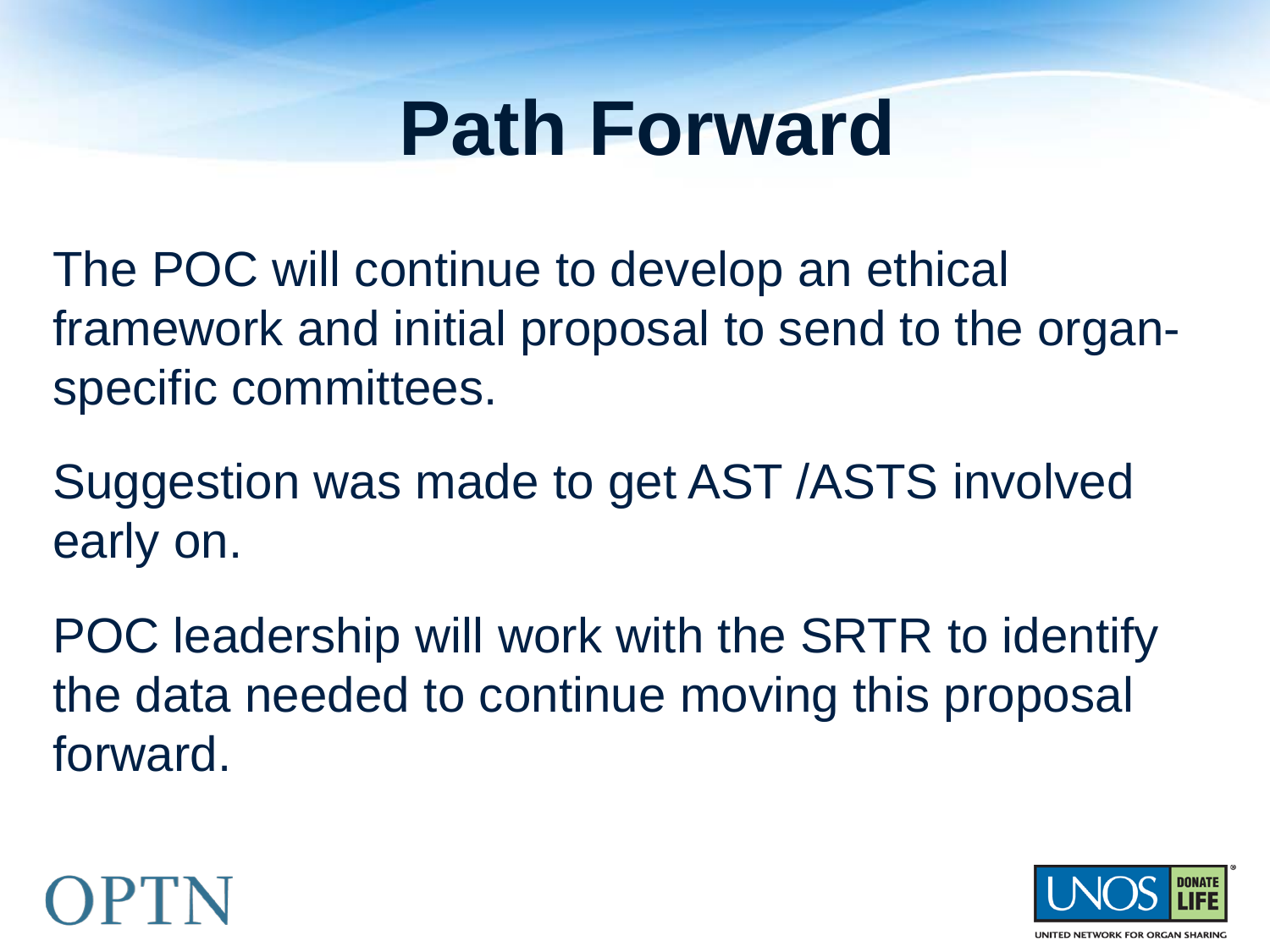# Path Forward

The POC will continue to develop an ethical framework and initial proposal to send to the organ-specific committees.

Suggestion was made to get AST /ASTS involved early on.

POC leadership will work with the SRTR to identify the data needed to continue moving this proposal forward.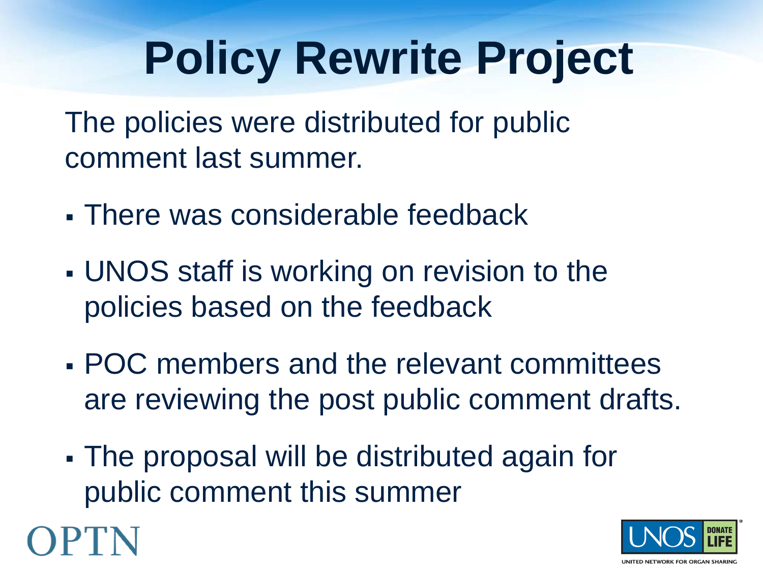# Policy Rewrite Project

The policies were distributed for public comment last summer.

- There was considerable feedback
- UNOS staff is working on revision to the policies based on the feedback
- POC members and the relevant committees are reviewing the post public comment drafts.
- The proposal will be distributed again for public comment this summer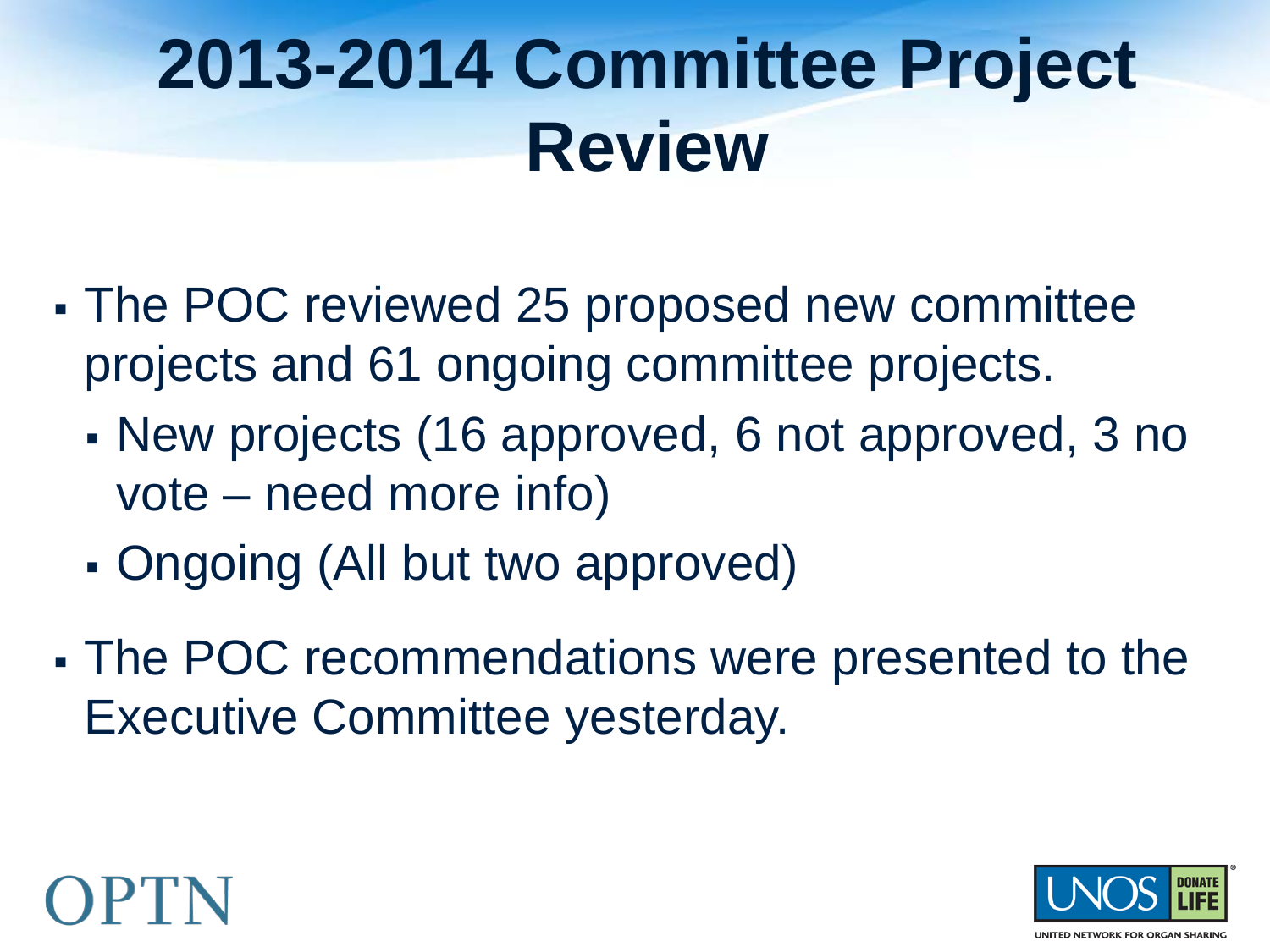# 2013-2014 Committee Project Review

- The POC reviewed 25 proposed new committee projects and 61 ongoing committee projects.
  - New projects (16 approved, 6 not approved, 3 no vote – need more info)
  - Ongoing (All but two approved)
- The POC recommendations were presented to the Executive Committee yesterday.